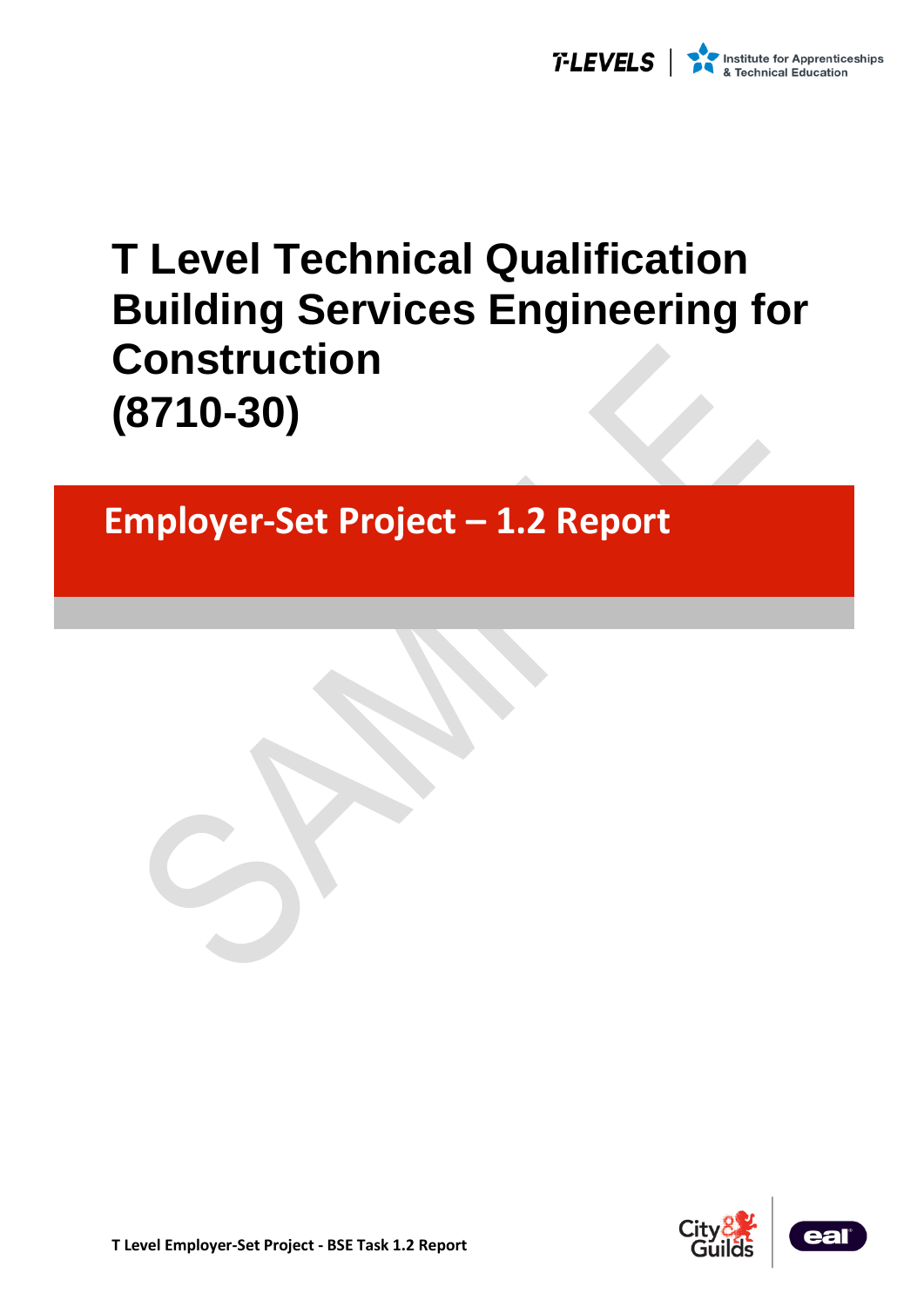# T Level Technical Qualification Building Services Engineering for Construction (8710-30)

## Employer-Set Project – 1.2 Report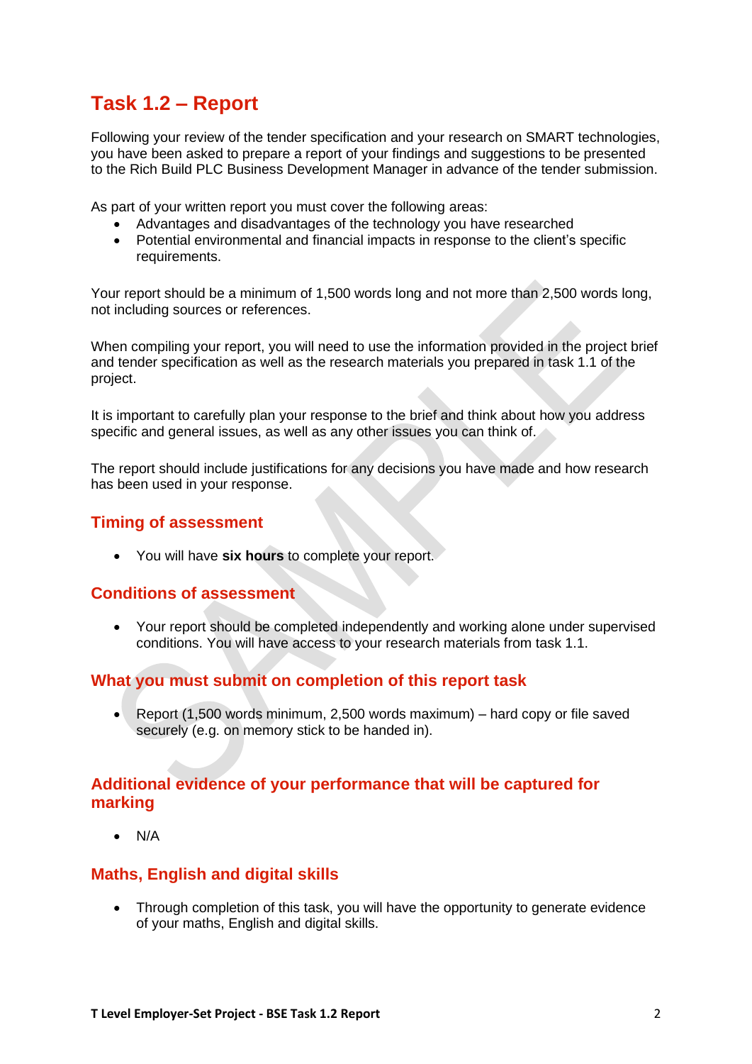## Task 1.2 – Report

Following your review of the tender specification and your research on SMART technologies, you have been asked to prepare a report of your findings and suggestions to be presented to the Rich Build PLC Business Development Manager in advance of the tender submission.

As part of your written report you must cover the following areas:

- Advantages and disadvantages of the technology you have researched
- Potential environmental and financial impacts in response to the client's specific requirements.

Your report should be a minimum of 1,500 words long and not more than 2,500 words long, not including sources or references.

When compiling your report, you will need to use the information provided in the project brief and tender specification as well as the research materials you prepared in task 1.1 of the project.

It is important to carefully plan your response to the brief and think about how you address specific and general issues, as well as any other issues you can think of.

The report should include justifications for any decisions you have made and how research has been used in your response.

### Timing of assessment

- You will have **six hours** to complete your report.

### Conditions of assessment

- Your report should be completed independently and working alone under supervised conditions. You will have access to your research materials from task 1.1.

### What you must submit on completion of this report task

- Report (1,500 words minimum, 2,500 words maximum) – hard copy or file saved securely (e.g. on memory stick to be handed in).

### Additional evidence of your performance that will be captured for marking

- N/A

### Maths, English and digital skills

- Through completion of this task, you will have the opportunity to generate evidence of your maths, English and digital skills.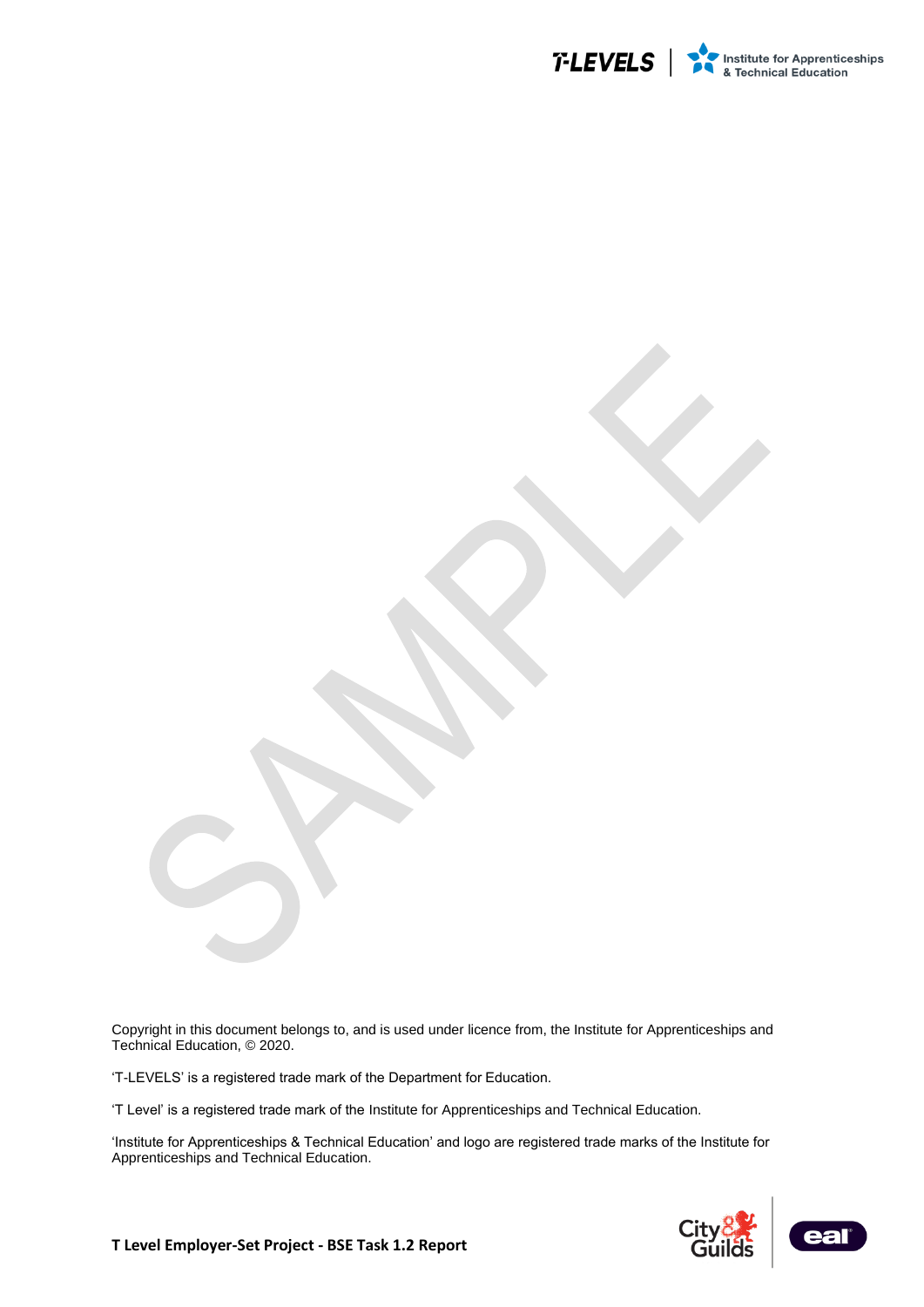Copyright in this document belongs to, and is used under licence from, the Institute for Apprenticeships and Technical Education, © 2020.

'T-LEVELS' is a registered trade mark of the Department for Education.

'T Level' is a registered trade mark of the Institute for Apprenticeships and Technical Education.

'Institute for Apprenticeships & Technical Education' and logo are registered trade marks of the Institute for Apprenticeships and Technical Education.